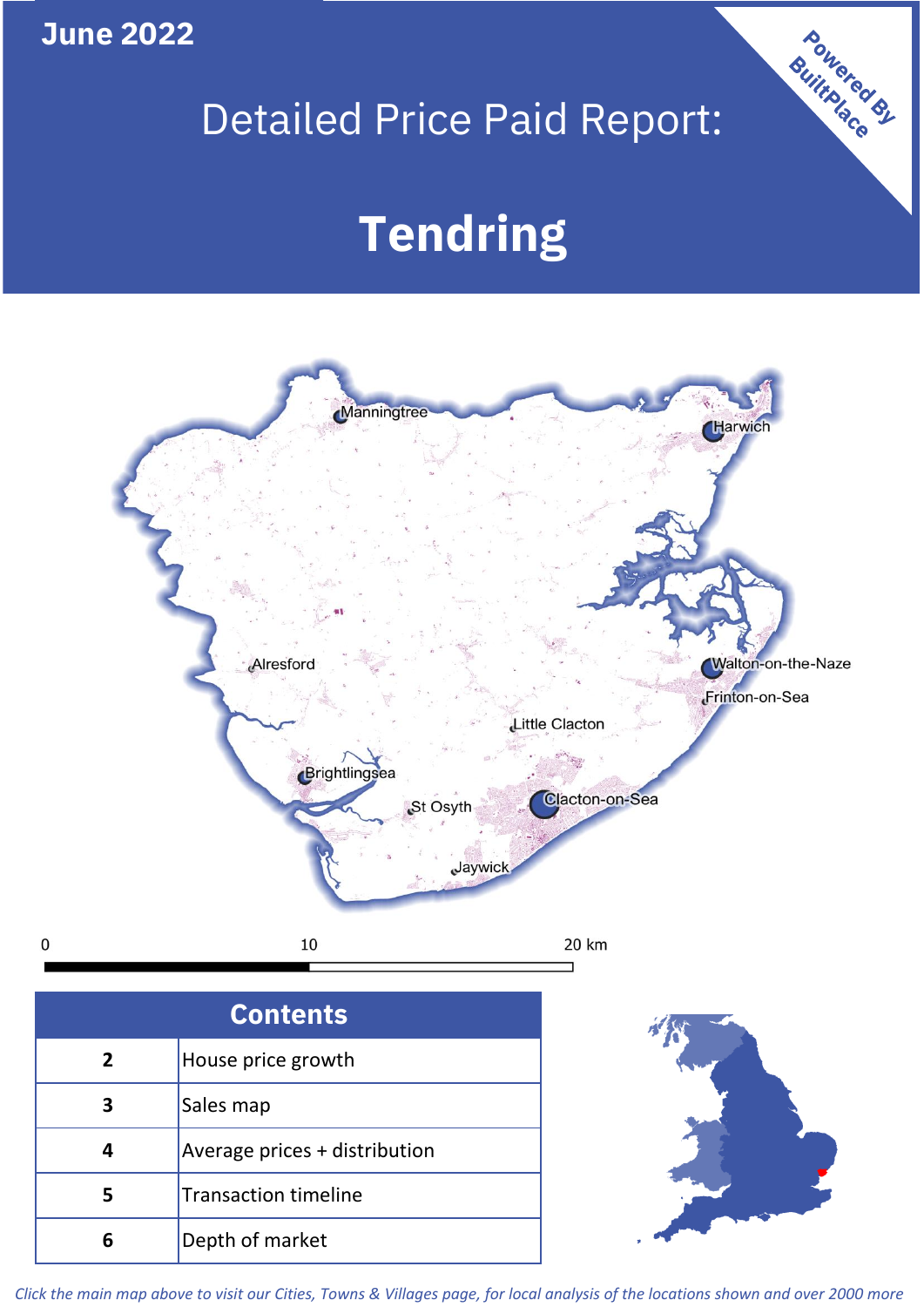June 2022

# Detailed Price Paid Report:

# Tendring

Powered By BuiltPlace

Manningtree
Harwich
Alresford
Walton-on-the-Naze
Frinton-on-Sea
Little Clacton
Brightlingsea
St Osyth
Clacton-on-Sea
Jaywick

0 10 20 km

| Contents | |
|---|---|
| 2 | House price growth |
| 3 | Sales map |
| 4 | Average prices + distribution |
| 5 | Transaction timeline |
| 6 | Depth of market |

*Click the main map above to visit our Cities, Towns & Villages page, for local analysis of the locations shown and over 2000 more*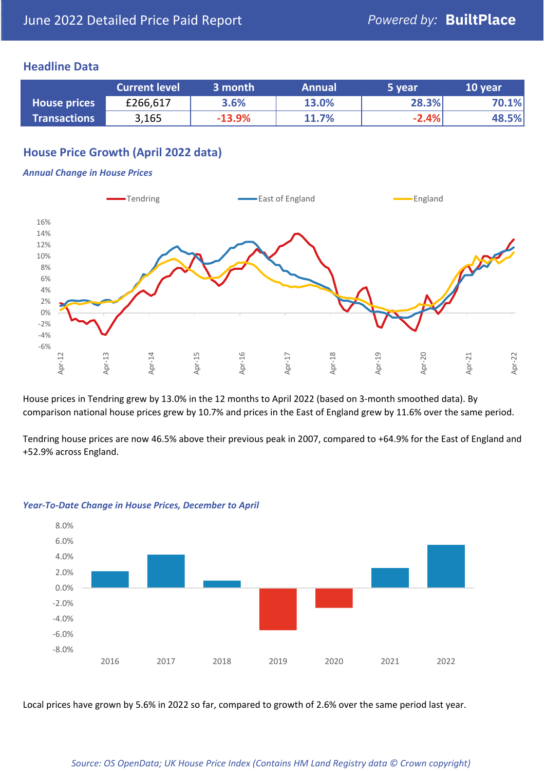June 2022 Detailed Price Paid Report

*Powered by:* **BuiltPlace**

## Headline Data

| | Current level | 3 month | Annual | 5 year | 10 year |
|---|---|---|---|---|---|
| **House prices** | £266,617 | 3.6% | 13.0% | 28.3% | 70.1% |
| **Transactions** | 3,165 | -13.9% | 11.7% | -2.4% | 48.5% |

## House Price Growth (April 2022 data)

***Annual Change in House Prices***

House prices in Tendring grew by 13.0% in the 12 months to April 2022 (based on 3-month smoothed data). By comparison national house prices grew by 10.7% and prices in the East of England grew by 11.6% over the same period.

Tendring house prices are now 46.5% above their previous peak in 2007, compared to +64.9% for the East of England and +52.9% across England.

***Year-To-Date Change in House Prices, December to April***

Local prices have grown by 5.6% in 2022 so far, compared to growth of 2.6% over the same period last year.

*Source: OS OpenData; UK House Price Index (Contains HM Land Registry data © Crown copyright)*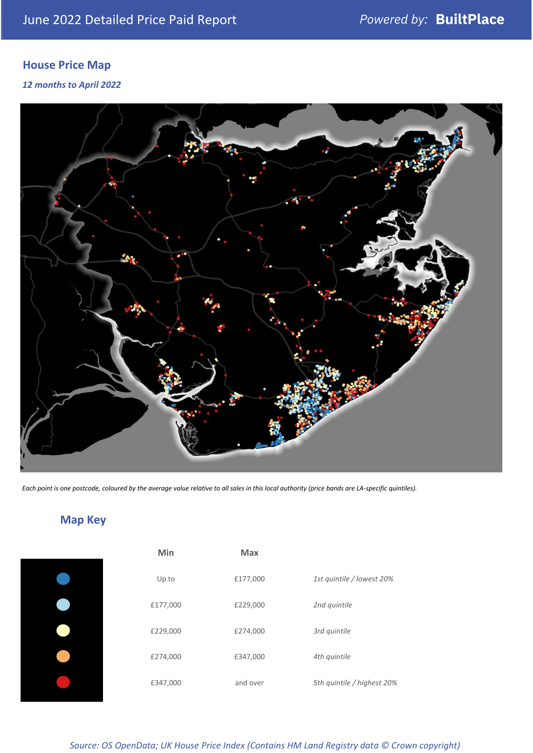## House Price Map

*12 months to April 2022*

*Each point is one postcode, coloured by the average value relative to all sales in this local authority (price bands are LA-specific quintiles).*

## Map Key

| | Min | Max | |
|---|---|---|---|
| | Up to | £177,000 | *1st quintile / lowest 20%* |
| | £177,000 | £229,000 | *2nd quintile* |
| | £229,000 | £274,000 | *3rd quintile* |
| | £274,000 | £347,000 | *4th quintile* |
| | £347,000 | and over | *5th quintile / highest 20%* |

*Source: OS OpenData; UK House Price Index (Contains HM Land Registry data © Crown copyright)*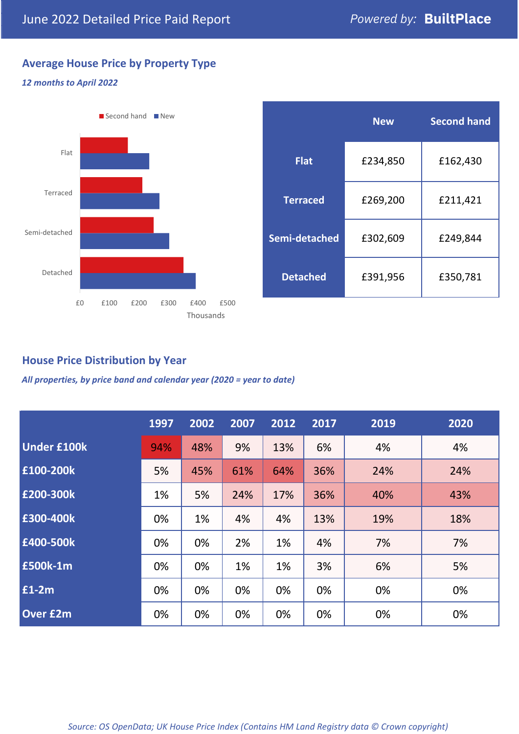June 2022 Detailed Price Paid Report

*Powered by:* **BuiltPlace**

## Average House Price by Property Type

*12 months to April 2022*

| | New | Second hand |
|---|---|---|
| **Flat** | £234,850 | £162,430 |
| **Terraced** | £269,200 | £211,421 |
| **Semi-detached** | £302,609 | £249,844 |
| **Detached** | £391,956 | £350,781 |

## House Price Distribution by Year

*All properties, by price band and calendar year (2020 = year to date)*

| | 1997 | 2002 | 2007 | 2012 | 2017 | 2019 | 2020 |
|---|---|---|---|---|---|---|---|
| **Under £100k** | 94% | 48% | 9% | 13% | 6% | 4% | 4% |
| **£100-200k** | 5% | 45% | 61% | 64% | 36% | 24% | 24% |
| **£200-300k** | 1% | 5% | 24% | 17% | 36% | 40% | 43% |
| **£300-400k** | 0% | 1% | 4% | 4% | 13% | 19% | 18% |
| **£400-500k** | 0% | 0% | 2% | 1% | 4% | 7% | 7% |
| **£500k-1m** | 0% | 0% | 1% | 1% | 3% | 6% | 5% |
| **£1-2m** | 0% | 0% | 0% | 0% | 0% | 0% | 0% |
| **Over £2m** | 0% | 0% | 0% | 0% | 0% | 0% | 0% |

*Source: OS OpenData; UK House Price Index (Contains HM Land Registry data © Crown copyright)*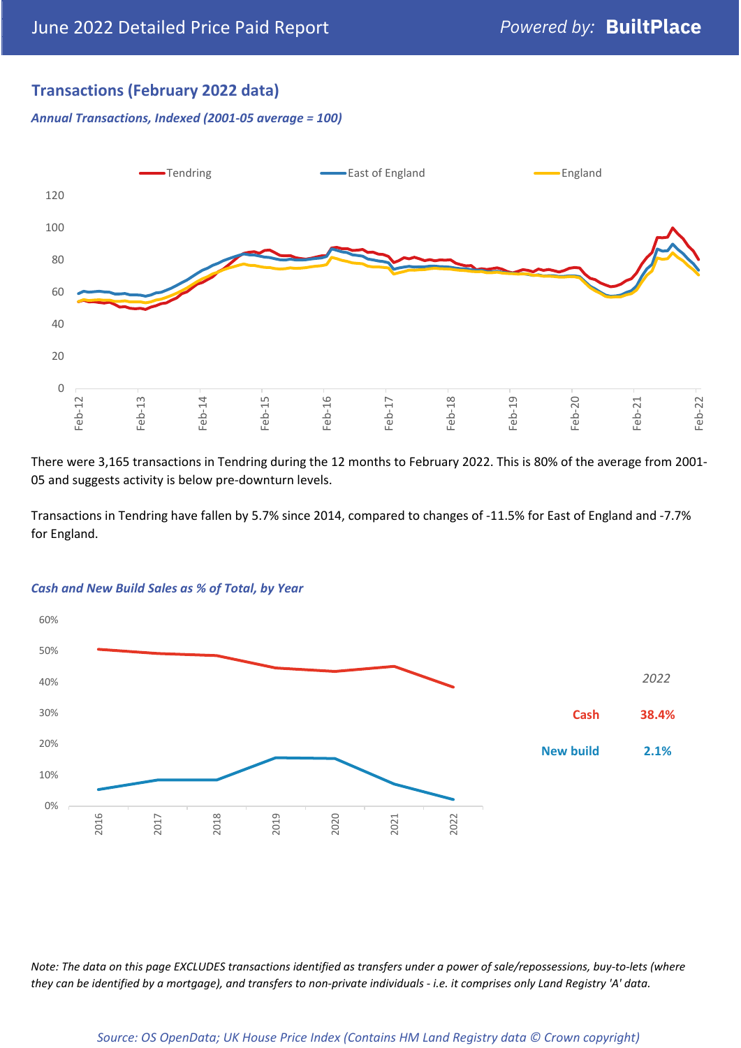## Transactions (February 2022 data)

*Annual Transactions, Indexed (2001-05 average = 100)*

There were 3,165 transactions in Tendring during the 12 months to February 2022. This is 80% of the average from 2001-05 and suggests activity is below pre-downturn levels.

Transactions in Tendring have fallen by 5.7% since 2014, compared to changes of -11.5% for East of England and -7.7% for England.

*Cash and New Build Sales as % of Total, by Year*

| | 2022 |
|---|---|
| Cash | 38.4% |
| New build | 2.1% |

*Note: The data on this page EXCLUDES transactions identified as transfers under a power of sale/repossessions, buy-to-lets (where they can be identified by a mortgage), and transfers to non-private individuals - i.e. it comprises only Land Registry 'A' data.*

*Source: OS OpenData; UK House Price Index (Contains HM Land Registry data © Crown copyright)*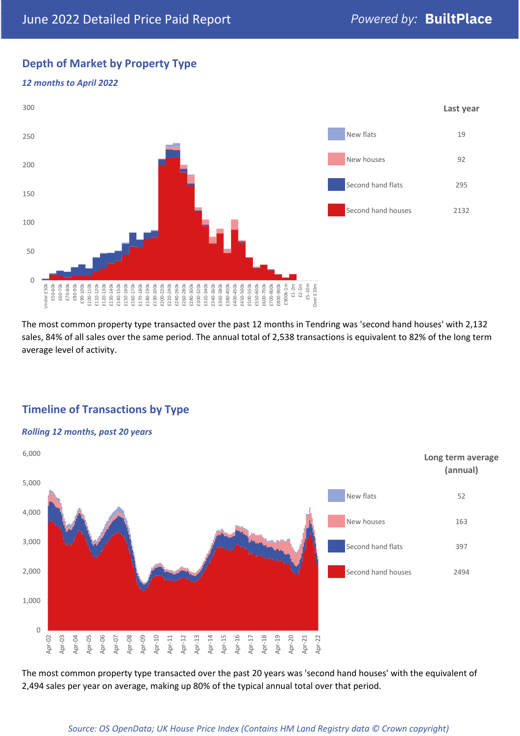June 2022 Detailed Price Paid Report

Powered by: **BuiltPlace**

## Depth of Market by Property Type

*12 months to April 2022*

300
250
200
150
100
50
0

Under £50k, £50-60k, £60-70k, £70-80k, £80-90k, £90-100k, £100-110k, £110-120k, £120-130k, £130-140k, £140-150k, £150-160k, £160-170k, £170-180k, £180-190k, £190-200k, £200-220k, £220-240k, £240-260k, £260-280k, £280-300k, £300-320k, £320-340k, £340-360k, £360-380k, £380-400k, £400-450k, £450-500k, £500-550k, £550-600k, £600-700k, £700-800k, £800-900k, £900k-1m, £1-2m, £2-5m, £5-10m, Over £10m

**Last year**

New flats 19
New houses 92
Second hand flats 295
Second hand houses 2132

The most common property type transacted over the past 12 months in Tendring was 'second hand houses' with 2,132 sales, 84% of all sales over the same period. The annual total of 2,538 transactions is equivalent to 82% of the long term average level of activity.

## Timeline of Transactions by Type

*Rolling 12 months, past 20 years*

6,000
5,000
4,000
3,000
2,000
1,000
0

Apr-02, Apr-03, Apr-04, Apr-05, Apr-06, Apr-07, Apr-08, Apr-09, Apr-10, Apr-11, Apr-12, Apr-13, Apr-14, Apr-15, Apr-16, Apr-17, Apr-18, Apr-19, Apr-20, Apr-21, Apr-22

**Long term average (annual)**

New flats 52
New houses 163
Second hand flats 397
Second hand houses 2494

The most common property type transacted over the past 20 years was 'second hand houses' with the equivalent of 2,494 sales per year on average, making up 80% of the typical annual total over that period.

*Source: OS OpenData; UK House Price Index (Contains HM Land Registry data © Crown copyright)*